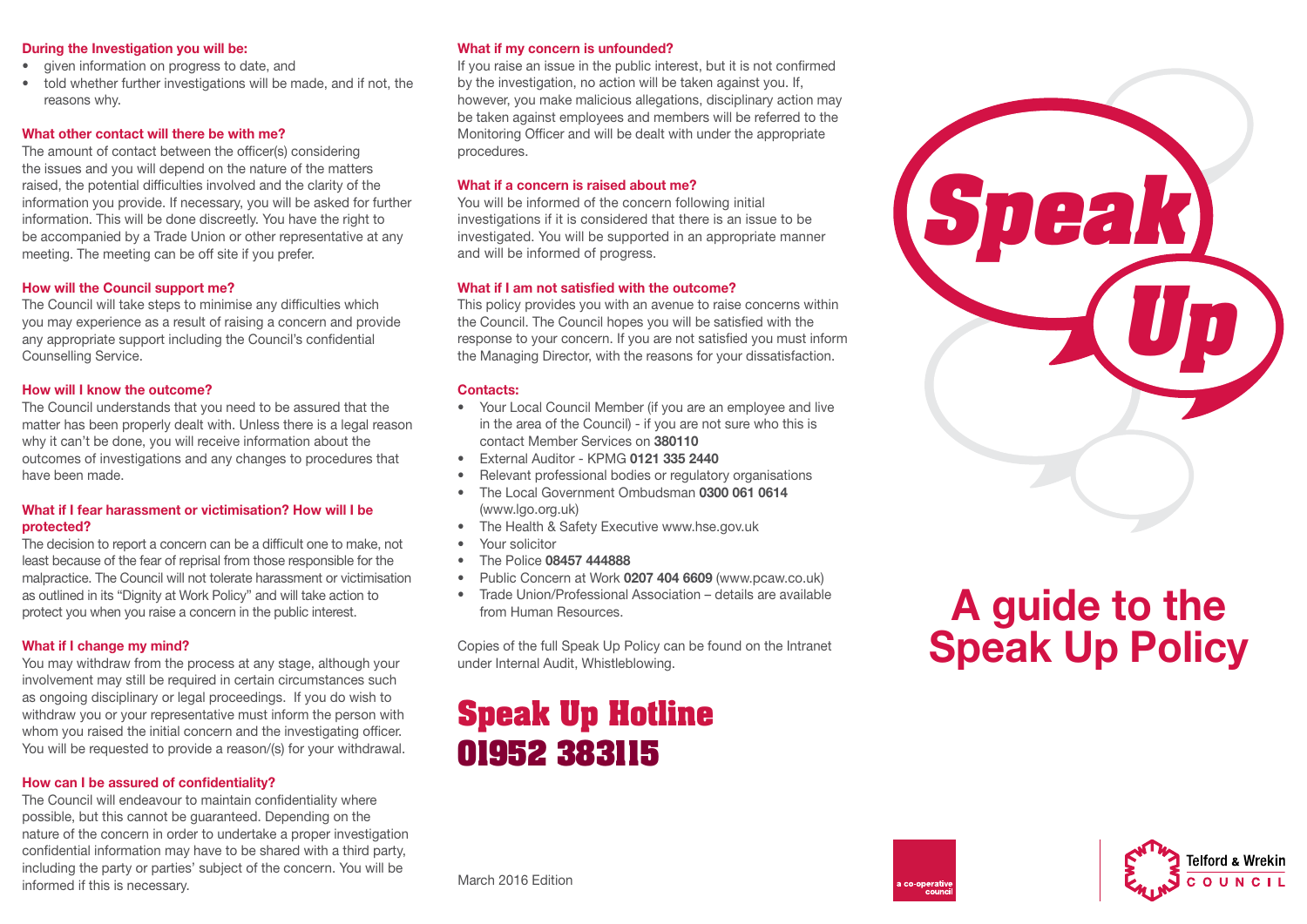### During the Investigation you will be:

- given information on progress to date, and
- told whether further investigations will be made, and if not, the reasons why.

### What other contact will there be with me?

The amount of contact between the officer(s) considering the issues and you will depend on the nature of the matters raised, the potential difficulties involved and the clarity of the information you provide. If necessary, you will be asked for further information. This will be done discreetly. You have the right to be accompanied by a Trade Union or other representative at any meeting. The meeting can be off site if you prefer.

### How will the Council support me?

The Council will take steps to minimise any difficulties which you may experience as a result of raising a concern and provide any appropriate support including the Council's confidential Counselling Service.

### How will I know the outcome?

The Council understands that you need to be assured that the matter has been properly dealt with. Unless there is a legal reason why it can't be done, you will receive information about the outcomes of investigations and any changes to procedures that have been made.

### What if I fear harassment or victimisation? How will I be protected?

The decision to report a concern can be a difficult one to make, not least because of the fear of reprisal from those responsible for the malpractice. The Council will not tolerate harassment or victimisation as outlined in its "Dignity at Work Policy" and will take action to protect you when you raise a concern in the public interest.

### What if I change my mind?

You may withdraw from the process at any stage, although your involvement may still be required in certain circumstances such as ongoing disciplinary or legal proceedings. If you do wish to withdraw you or your representative must inform the person with whom you raised the initial concern and the investigating officer. You will be requested to provide a reason/(s) for your withdrawal.

### How can I be assured of confidentiality?

The Council will endeavour to maintain confidentiality where possible, but this cannot be guaranteed. Depending on the nature of the concern in order to undertake a proper investigation confidential information may have to be shared with a third party, including the party or parties' subject of the concern. You will be informed if this is necessary.

### What if my concern is unfounded?

If you raise an issue in the public interest, but it is not confirmed by the investigation, no action will be taken against you. If, however, you make malicious allegations, disciplinary action may be taken against employees and members will be referred to the Monitoring Officer and will be dealt with under the appropriate procedures.

### What if a concern is raised about me?

You will be informed of the concern following initial investigations if it is considered that there is an issue to be investigated. You will be supported in an appropriate manner and will be informed of progress.

### What if I am not satisfied with the outcome?

This policy provides you with an avenue to raise concerns within the Council. The Council hopes you will be satisfied with the response to your concern. If you are not satisfied you must inform the Managing Director, with the reasons for your dissatisfaction.

### Contacts:

- Your Local Council Member (if you are an employee and live in the area of the Council) - if you are not sure who this is contact Member Services on **380110**
- External Auditor - KPMG **0121 335 2440**
- Relevant professional bodies or regulatory organisations
- The Local Government Ombudsman **0300 061 0614** (www.lgo.org.uk)
- The Health & Safety Executive www.hse.gov.uk
- Your solicitor
- The Police **08457 444888**
- Public Concern at Work **0207 404 6609** (www.pcaw.co.uk)
- Trade Union/Professional Association – details are available from Human Resources.

Copies of the full Speak Up Policy can be found on the Intranet under Internal Audit, Whistleblowing.

## Speak Up Hotline
## 01952 383115

March 2016 Edition

# Speak Up

# A guide to the Speak Up Policy

a co-operative council

Telford & Wrekin COUNCIL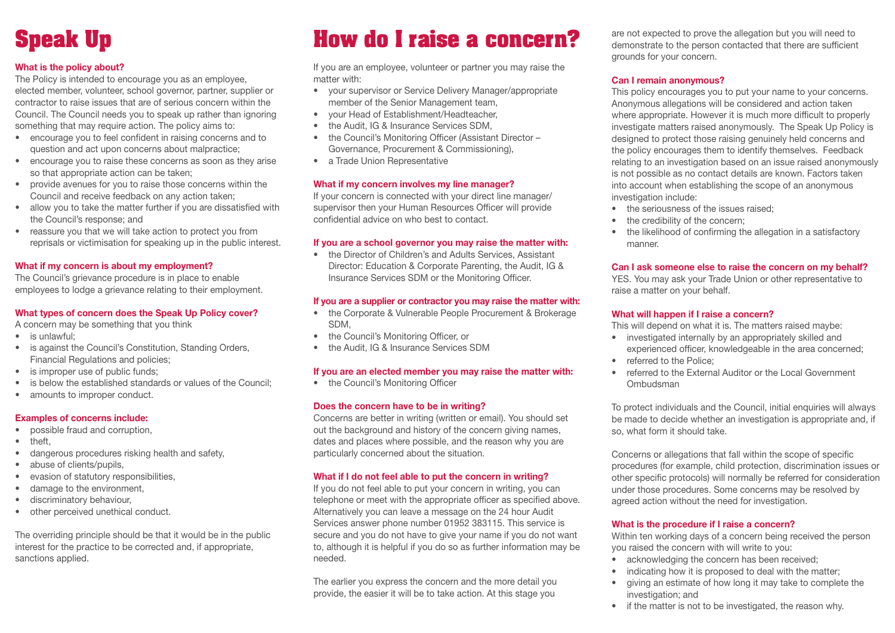# Speak Up

### What is the policy about?

The Policy is intended to encourage you as an employee, elected member, volunteer, school governor, partner, supplier or contractor to raise issues that are of serious concern within the Council. The Council needs you to speak up rather than ignoring something that may require action. The policy aims to:

- encourage you to feel confident in raising concerns and to question and act upon concerns about malpractice;
- encourage you to raise these concerns as soon as they arise so that appropriate action can be taken;
- provide avenues for you to raise those concerns within the Council and receive feedback on any action taken;
- allow you to take the matter further if you are dissatisfied with the Council's response; and
- reassure you that we will take action to protect you from reprisals or victimisation for speaking up in the public interest.

### What if my concern is about my employment?

The Council's grievance procedure is in place to enable employees to lodge a grievance relating to their employment.

### What types of concern does the Speak Up Policy cover?

A concern may be something that you think

- is unlawful;
- is against the Council's Constitution, Standing Orders, Financial Regulations and policies;
- is improper use of public funds;
- is below the established standards or values of the Council;
- amounts to improper conduct.

### Examples of concerns include:

- possible fraud and corruption,
- theft,
- dangerous procedures risking health and safety,
- abuse of clients/pupils,
- evasion of statutory responsibilities,
- damage to the environment,
- discriminatory behaviour,
- other perceived unethical conduct.

The overriding principle should be that it would be in the public interest for the practice to be corrected and, if appropriate, sanctions applied.

# How do I raise a concern?

If you are an employee, volunteer or partner you may raise the matter with:

- your supervisor or Service Delivery Manager/appropriate member of the Senior Management team,
- your Head of Establishment/Headteacher,
- the Audit, IG & Insurance Services SDM,
- the Council's Monitoring Officer (Assistant Director – Governance, Procurement & Commissioning),
- a Trade Union Representative

### What if my concern involves my line manager?

If your concern is connected with your direct line manager/ supervisor then your Human Resources Officer will provide confidential advice on who best to contact.

### If you are a school governor you may raise the matter with:

- the Director of Children's and Adults Services, Assistant Director: Education & Corporate Parenting, the Audit, IG & Insurance Services SDM or the Monitoring Officer.

### If you are a supplier or contractor you may raise the matter with:

- the Corporate & Vulnerable People Procurement & Brokerage SDM,
- the Council's Monitoring Officer, or
- the Audit, IG & Insurance Services SDM

### If you are an elected member you may raise the matter with:

- the Council's Monitoring Officer

### Does the concern have to be in writing?

Concerns are better in writing (written or email). You should set out the background and history of the concern giving names, dates and places where possible, and the reason why you are particularly concerned about the situation.

### What if I do not feel able to put the concern in writing?

If you do not feel able to put your concern in writing, you can telephone or meet with the appropriate officer as specified above. Alternatively you can leave a message on the 24 hour Audit Services answer phone number 01952 383115. This service is secure and you do not have to give your name if you do not want to, although it is helpful if you do so as further information may be needed.

The earlier you express the concern and the more detail you provide, the easier it will be to take action. At this stage you are not expected to prove the allegation but you will need to demonstrate to the person contacted that there are sufficient grounds for your concern.

### Can I remain anonymous?

This policy encourages you to put your name to your concerns. Anonymous allegations will be considered and action taken where appropriate. However it is much more difficult to properly investigate matters raised anonymously. The Speak Up Policy is designed to protect those raising genuinely held concerns and the policy encourages them to identify themselves. Feedback relating to an investigation based on an issue raised anonymously is not possible as no contact details are known. Factors taken into account when establishing the scope of an anonymous investigation include:

- the seriousness of the issues raised;
- the credibility of the concern;
- the likelihood of confirming the allegation in a satisfactory manner.

### Can I ask someone else to raise the concern on my behalf?

YES. You may ask your Trade Union or other representative to raise a matter on your behalf.

### What will happen if I raise a concern?

This will depend on what it is. The matters raised maybe:

- investigated internally by an appropriately skilled and experienced officer, knowledgeable in the area concerned;
- referred to the Police;
- referred to the External Auditor or the Local Government Ombudsman

To protect individuals and the Council, initial enquiries will always be made to decide whether an investigation is appropriate and, if so, what form it should take.

Concerns or allegations that fall within the scope of specific procedures (for example, child protection, discrimination issues or other specific protocols) will normally be referred for consideration under those procedures. Some concerns may be resolved by agreed action without the need for investigation.

### What is the procedure if I raise a concern?

Within ten working days of a concern being received the person you raised the concern with will write to you:

- acknowledging the concern has been received;
- indicating how it is proposed to deal with the matter;
- giving an estimate of how long it may take to complete the investigation; and
- if the matter is not to be investigated, the reason why.